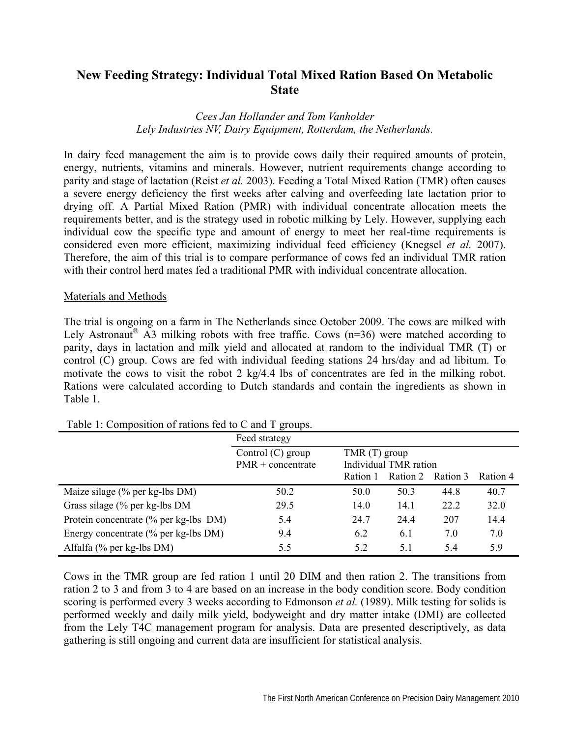# New Feeding Strategy: Individual Total Mixed Ration Based On Metabolic State

*Cees Jan Hollander and Tom Vanholder*
*Lely Industries NV, Dairy Equipment, Rotterdam, the Netherlands.*

In dairy feed management the aim is to provide cows daily their required amounts of protein, energy, nutrients, vitamins and minerals. However, nutrient requirements change according to parity and stage of lactation (Reist *et al.* 2003). Feeding a Total Mixed Ration (TMR) often causes a severe energy deficiency the first weeks after calving and overfeeding late lactation prior to drying off. A Partial Mixed Ration (PMR) with individual concentrate allocation meets the requirements better, and is the strategy used in robotic milking by Lely. However, supplying each individual cow the specific type and amount of energy to meet her real-time requirements is considered even more efficient, maximizing individual feed efficiency (Knegsel *et al.* 2007). Therefore, the aim of this trial is to compare performance of cows fed an individual TMR ration with their control herd mates fed a traditional PMR with individual concentrate allocation.

## Materials and Methods

The trial is ongoing on a farm in The Netherlands since October 2009. The cows are milked with Lely Astronaut® A3 milking robots with free traffic. Cows (n=36) were matched according to parity, days in lactation and milk yield and allocated at random to the individual TMR (T) or control (C) group. Cows are fed with individual feeding stations 24 hrs/day and ad libitum. To motivate the cows to visit the robot 2 kg/4.4 lbs of concentrates are fed in the milking robot. Rations were calculated according to Dutch standards and contain the ingredients as shown in Table 1.

Table 1: Composition of rations fed to C and T groups.

| | Feed strategy | | | | |
|---|---|---|---|---|---|
| | Control (C) group PMR + concentrate | TMR (T) group Individual TMR ration | | | |
| | | Ration 1 | Ration 2 | Ration 3 | Ration 4 |
| Maize silage (% per kg-lbs DM) | 50.2 | 50.0 | 50.3 | 44.8 | 40.7 |
| Grass silage (% per kg-lbs DM | 29.5 | 14.0 | 14.1 | 22.2 | 32.0 |
| Protein concentrate (% per kg-lbs DM) | 5.4 | 24.7 | 24.4 | 207 | 14.4 |
| Energy concentrate (% per kg-lbs DM) | 9.4 | 6.2 | 6.1 | 7.0 | 7.0 |
| Alfalfa (% per kg-lbs DM) | 5.5 | 5.2 | 5.1 | 5.4 | 5.9 |

Cows in the TMR group are fed ration 1 until 20 DIM and then ration 2. The transitions from ration 2 to 3 and from 3 to 4 are based on an increase in the body condition score. Body condition scoring is performed every 3 weeks according to Edmonson *et al.* (1989). Milk testing for solids is performed weekly and daily milk yield, bodyweight and dry matter intake (DMI) are collected from the Lely T4C management program for analysis. Data are presented descriptively, as data gathering is still ongoing and current data are insufficient for statistical analysis.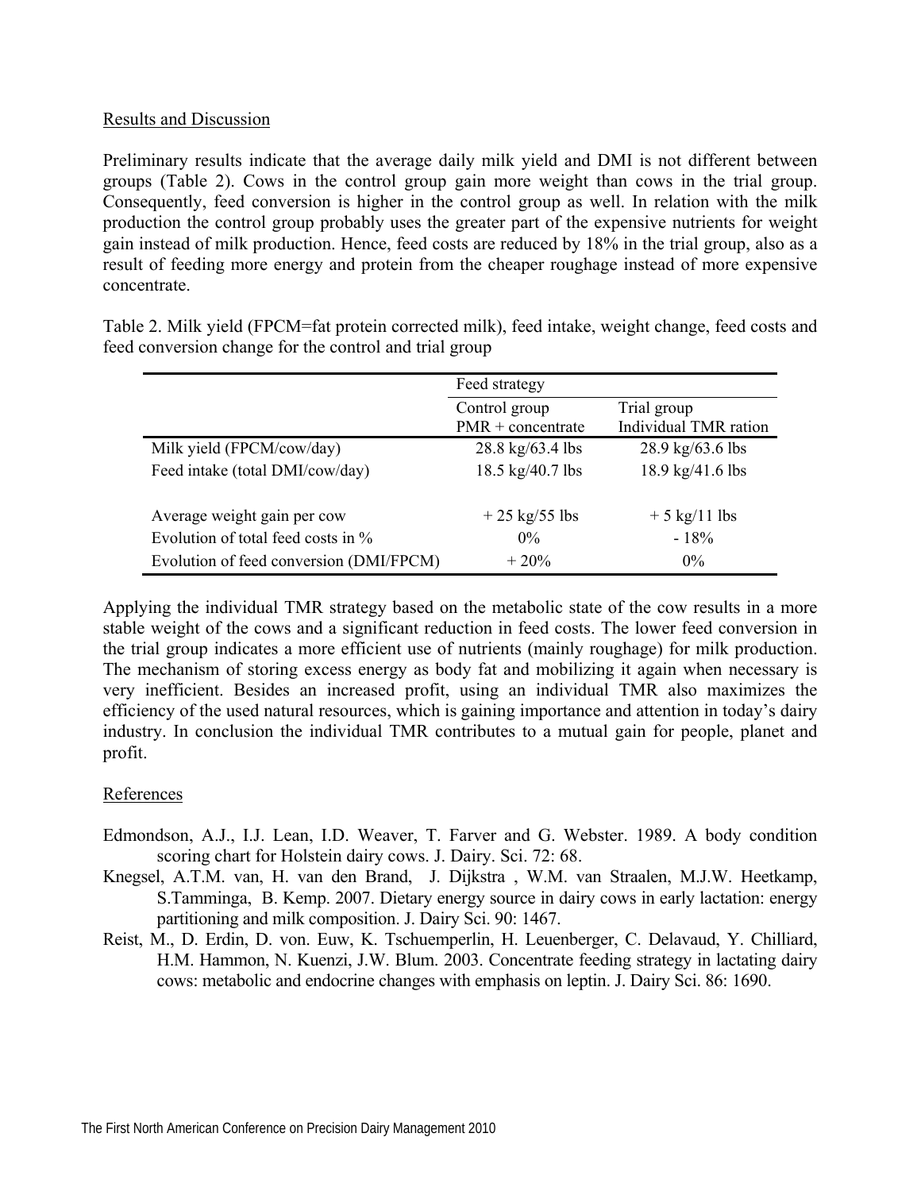## Results and Discussion

Preliminary results indicate that the average daily milk yield and DMI is not different between groups (Table 2). Cows in the control group gain more weight than cows in the trial group. Consequently, feed conversion is higher in the control group as well. In relation with the milk production the control group probably uses the greater part of the expensive nutrients for weight gain instead of milk production. Hence, feed costs are reduced by 18% in the trial group, also as a result of feeding more energy and protein from the cheaper roughage instead of more expensive concentrate.

Table 2. Milk yield (FPCM=fat protein corrected milk), feed intake, weight change, feed costs and feed conversion change for the control and trial group

| | Feed strategy | |
|---|---|---|
| | Control group PMR + concentrate | Trial group Individual TMR ration |
| Milk yield (FPCM/cow/day) | 28.8 kg/63.4 lbs | 28.9 kg/63.6 lbs |
| Feed intake (total DMI/cow/day) | 18.5 kg/40.7 lbs | 18.9 kg/41.6 lbs |
| Average weight gain per cow | + 25 kg/55 lbs | + 5 kg/11 lbs |
| Evolution of total feed costs in % | 0% | - 18% |
| Evolution of feed conversion (DMI/FPCM) | + 20% | 0% |

Applying the individual TMR strategy based on the metabolic state of the cow results in a more stable weight of the cows and a significant reduction in feed costs. The lower feed conversion in the trial group indicates a more efficient use of nutrients (mainly roughage) for milk production. The mechanism of storing excess energy as body fat and mobilizing it again when necessary is very inefficient. Besides an increased profit, using an individual TMR also maximizes the efficiency of the used natural resources, which is gaining importance and attention in today's dairy industry. In conclusion the individual TMR contributes to a mutual gain for people, planet and profit.

## References

Edmondson, A.J., I.J. Lean, I.D. Weaver, T. Farver and G. Webster. 1989. A body condition scoring chart for Holstein dairy cows. J. Dairy. Sci. 72: 68.

Knegsel, A.T.M. van, H. van den Brand, J. Dijkstra , W.M. van Straalen, M.J.W. Heetkamp, S.Tamminga, B. Kemp. 2007. Dietary energy source in dairy cows in early lactation: energy partitioning and milk composition. J. Dairy Sci. 90: 1467.

Reist, M., D. Erdin, D. von. Euw, K. Tschuemperlin, H. Leuenberger, C. Delavaud, Y. Chilliard, H.M. Hammon, N. Kuenzi, J.W. Blum. 2003. Concentrate feeding strategy in lactating dairy cows: metabolic and endocrine changes with emphasis on leptin. J. Dairy Sci. 86: 1690.